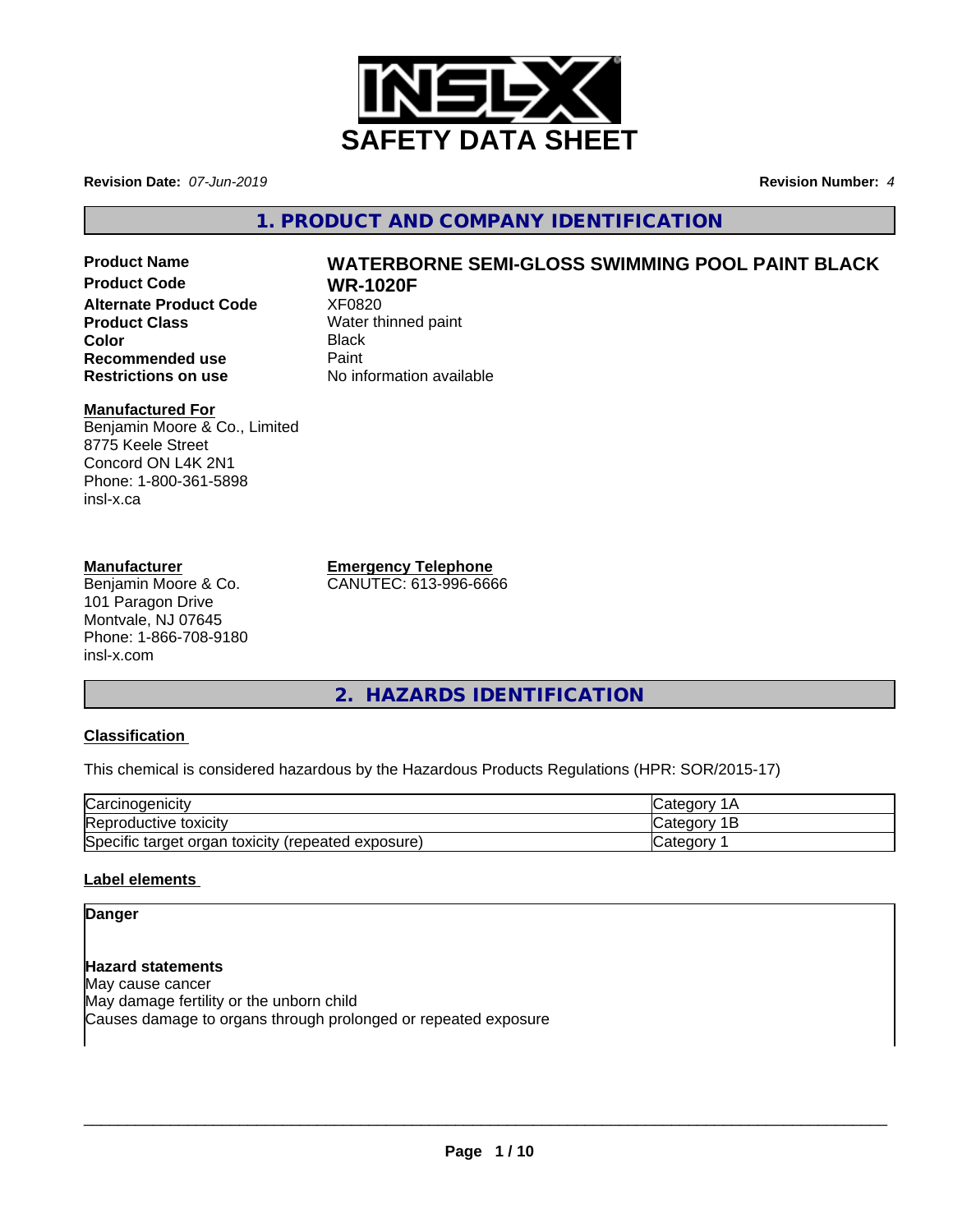# SAFETY DATA SHEET

**Revision Date:** *07-Jun-2019*

**Revision Number:** *4*

## 1. PRODUCT AND COMPANY IDENTIFICATION

**Product Name** **WATERBORNE SEMI-GLOSS SWIMMING POOL PAINT BLACK**

**Product Code** **WR-1020F**

**Alternate Product Code** XF0820

**Product Class** Water thinned paint

**Color** Black

**Recommended use** Paint

**Restrictions on use** No information available

**Manufactured For**
Benjamin Moore & Co., Limited
8775 Keele Street
Concord ON L4K 2N1
Phone: 1-800-361-5898
insl-x.ca

**Manufacturer**
Benjamin Moore & Co.
101 Paragon Drive
Montvale, NJ 07645
Phone: 1-866-708-9180
insl-x.com

**Emergency Telephone**
CANUTEC: 613-996-6666

## 2. HAZARDS IDENTIFICATION

**Classification**

This chemical is considered hazardous by the Hazardous Products Regulations (HPR: SOR/2015-17)

| | |
|---|---|
| Carcinogenicity | Category 1A |
| Reproductive toxicity | Category 1B |
| Specific target organ toxicity (repeated exposure) | Category 1 |

**Label elements**

**Danger**

**Hazard statements**
May cause cancer
May damage fertility or the unborn child
Causes damage to organs through prolonged or repeated exposure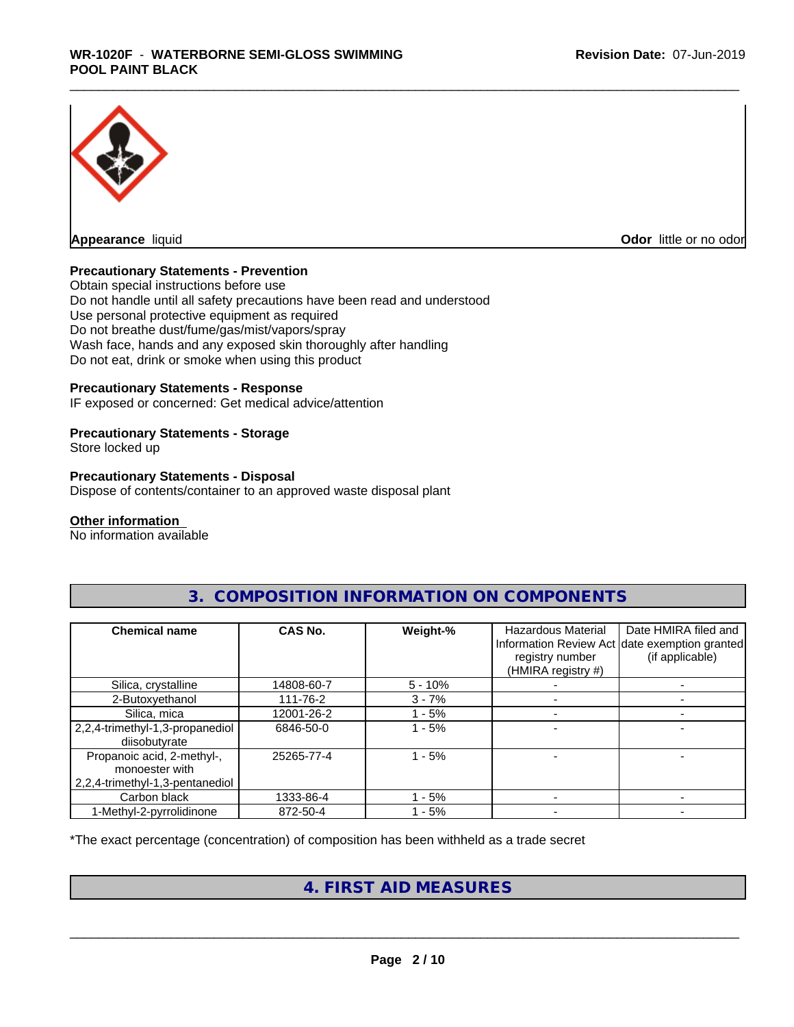**Appearance** liquid **Odor** little or no odor

**Precautionary Statements - Prevention**
Obtain special instructions before use
Do not handle until all safety precautions have been read and understood
Use personal protective equipment as required
Do not breathe dust/fume/gas/mist/vapors/spray
Wash face, hands and any exposed skin thoroughly after handling
Do not eat, drink or smoke when using this product

**Precautionary Statements - Response**
IF exposed or concerned: Get medical advice/attention

**Precautionary Statements - Storage**
Store locked up

**Precautionary Statements - Disposal**
Dispose of contents/container to an approved waste disposal plant

**Other information**
No information available

## 3. COMPOSITION INFORMATION ON COMPONENTS

| Chemical name | CAS No. | Weight-% | Hazardous Material Information Review Act registry number (HMIRA registry #) | Date HMIRA filed and date exemption granted (if applicable) |
|---|---|---|---|---|
| Silica, crystalline | 14808-60-7 | 5 - 10% | - | - |
| 2-Butoxyethanol | 111-76-2 | 3 - 7% | - | - |
| Silica, mica | 12001-26-2 | 1 - 5% | - | - |
| 2,2,4-trimethyl-1,3-propanediol diisobutyrate | 6846-50-0 | 1 - 5% | - | - |
| Propanoic acid, 2-methyl-, monoester with 2,2,4-trimethyl-1,3-pentanediol | 25265-77-4 | 1 - 5% | - | - |
| Carbon black | 1333-86-4 | 1 - 5% | - | - |
| 1-Methyl-2-pyrrolidinone | 872-50-4 | 1 - 5% | - | - |

*The exact percentage (concentration) of composition has been withheld as a trade secret

## 4. FIRST AID MEASURES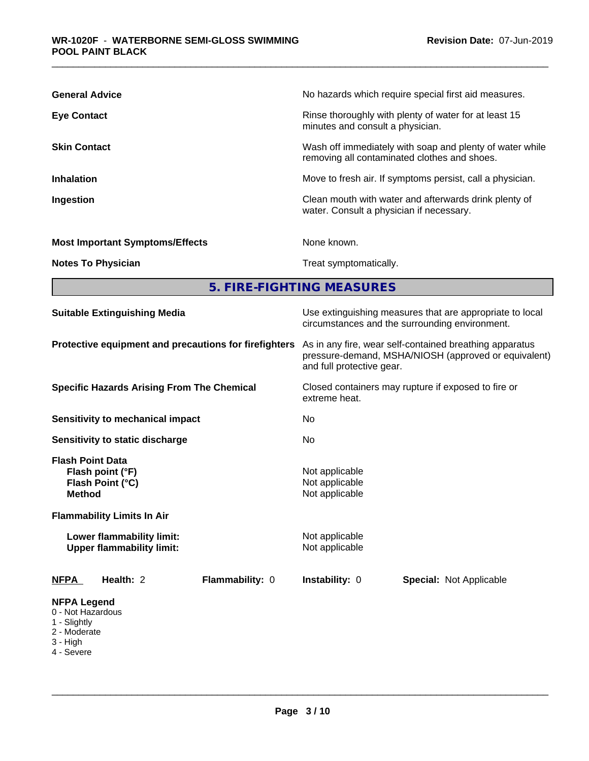| | |
|---|---|
| **General Advice** | No hazards which require special first aid measures. |
| **Eye Contact** | Rinse thoroughly with plenty of water for at least 15 minutes and consult a physician. |
| **Skin Contact** | Wash off immediately with soap and plenty of water while removing all contaminated clothes and shoes. |
| **Inhalation** | Move to fresh air. If symptoms persist, call a physician. |
| **Ingestion** | Clean mouth with water and afterwards drink plenty of water. Consult a physician if necessary. |
| **Most Important Symptoms/Effects** | None known. |
| **Notes To Physician** | Treat symptomatically. |

## 5. FIRE-FIGHTING MEASURES

| | |
|---|---|
| **Suitable Extinguishing Media** | Use extinguishing measures that are appropriate to local circumstances and the surrounding environment. |
| **Protective equipment and precautions for firefighters** | As in any fire, wear self-contained breathing apparatus pressure-demand, MSHA/NIOSH (approved or equivalent) and full protective gear. |
| **Specific Hazards Arising From The Chemical** | Closed containers may rupture if exposed to fire or extreme heat. |
| **Sensitivity to mechanical impact** | No |
| **Sensitivity to static discharge** | No |
| **Flash Point Data** | |
| **Flash point (°F)** | Not applicable |
| **Flash Point (°C)** | Not applicable |
| **Method** | Not applicable |
| **Flammability Limits In Air** | |
| **Lower flammability limit:** | Not applicable |
| **Upper flammability limit:** | Not applicable |

**NFPA** **Health:** 2 **Flammability:** 0 **Instability:** 0 **Special:** Not Applicable

**NFPA Legend**
- 0 - Not Hazardous
- 1 - Slightly
- 2 - Moderate
- 3 - High
- 4 - Severe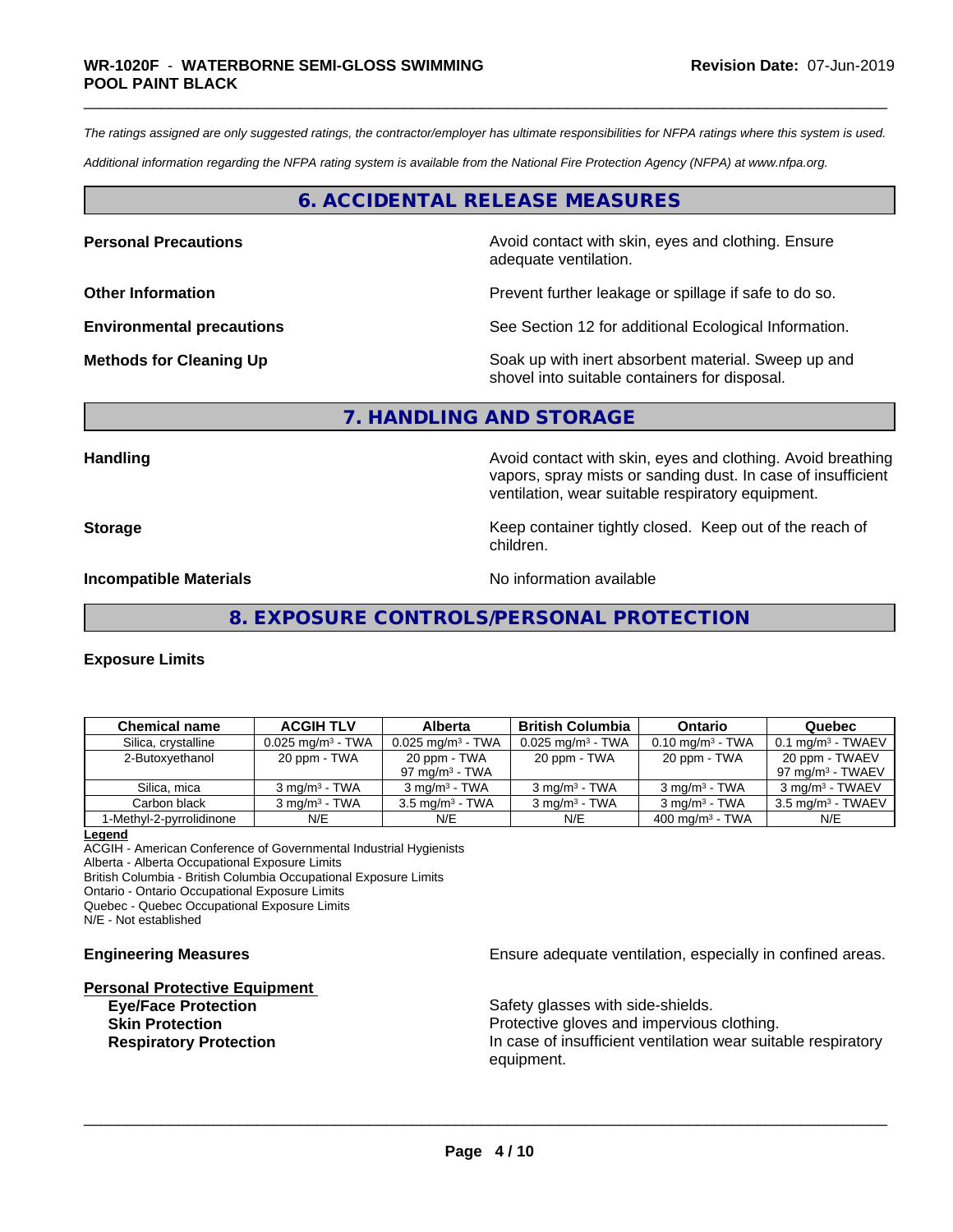*The ratings assigned are only suggested ratings, the contractor/employer has ultimate responsibilities for NFPA ratings where this system is used.*

*Additional information regarding the NFPA rating system is available from the National Fire Protection Agency (NFPA) at www.nfpa.org.*

## 6. ACCIDENTAL RELEASE MEASURES

**Personal Precautions** — Avoid contact with skin, eyes and clothing. Ensure adequate ventilation.

**Other Information** — Prevent further leakage or spillage if safe to do so.

**Environmental precautions** — See Section 12 for additional Ecological Information.

**Methods for Cleaning Up** — Soak up with inert absorbent material. Sweep up and shovel into suitable containers for disposal.

## 7. HANDLING AND STORAGE

**Handling** — Avoid contact with skin, eyes and clothing. Avoid breathing vapors, spray mists or sanding dust. In case of insufficient ventilation, wear suitable respiratory equipment.

**Storage** — Keep container tightly closed. Keep out of the reach of children.

**Incompatible Materials** — No information available

## 8. EXPOSURE CONTROLS/PERSONAL PROTECTION

**Exposure Limits**

| Chemical name | ACGIH TLV | Alberta | British Columbia | Ontario | Quebec |
|---|---|---|---|---|---|
| Silica, crystalline | 0.025 mg/m³ - TWA | 0.025 mg/m³ - TWA | 0.025 mg/m³ - TWA | 0.10 mg/m³ - TWA | 0.1 mg/m³ - TWAEV |
| 2-Butoxyethanol | 20 ppm - TWA | 20 ppm - TWA<br>97 mg/m³ - TWA | 20 ppm - TWA | 20 ppm - TWA | 20 ppm - TWAEV<br>97 mg/m³ - TWAEV |
| Silica, mica | 3 mg/m³ - TWA | 3 mg/m³ - TWA | 3 mg/m³ - TWA | 3 mg/m³ - TWA | 3 mg/m³ - TWAEV |
| Carbon black | 3 mg/m³ - TWA | 3.5 mg/m³ - TWA | 3 mg/m³ - TWA | 3 mg/m³ - TWA | 3.5 mg/m³ - TWAEV |
| 1-Methyl-2-pyrrolidinone | N/E | N/E | N/E | 400 mg/m³ - TWA | N/E |

**Legend**
ACGIH - American Conference of Governmental Industrial Hygienists
Alberta - Alberta Occupational Exposure Limits
British Columbia - British Columbia Occupational Exposure Limits
Ontario - Ontario Occupational Exposure Limits
Quebec - Quebec Occupational Exposure Limits
N/E - Not established

**Engineering Measures** — Ensure adequate ventilation, especially in confined areas.

**Personal Protective Equipment**

- **Eye/Face Protection** — Safety glasses with side-shields.
- **Skin Protection** — Protective gloves and impervious clothing.
- **Respiratory Protection** — In case of insufficient ventilation wear suitable respiratory equipment.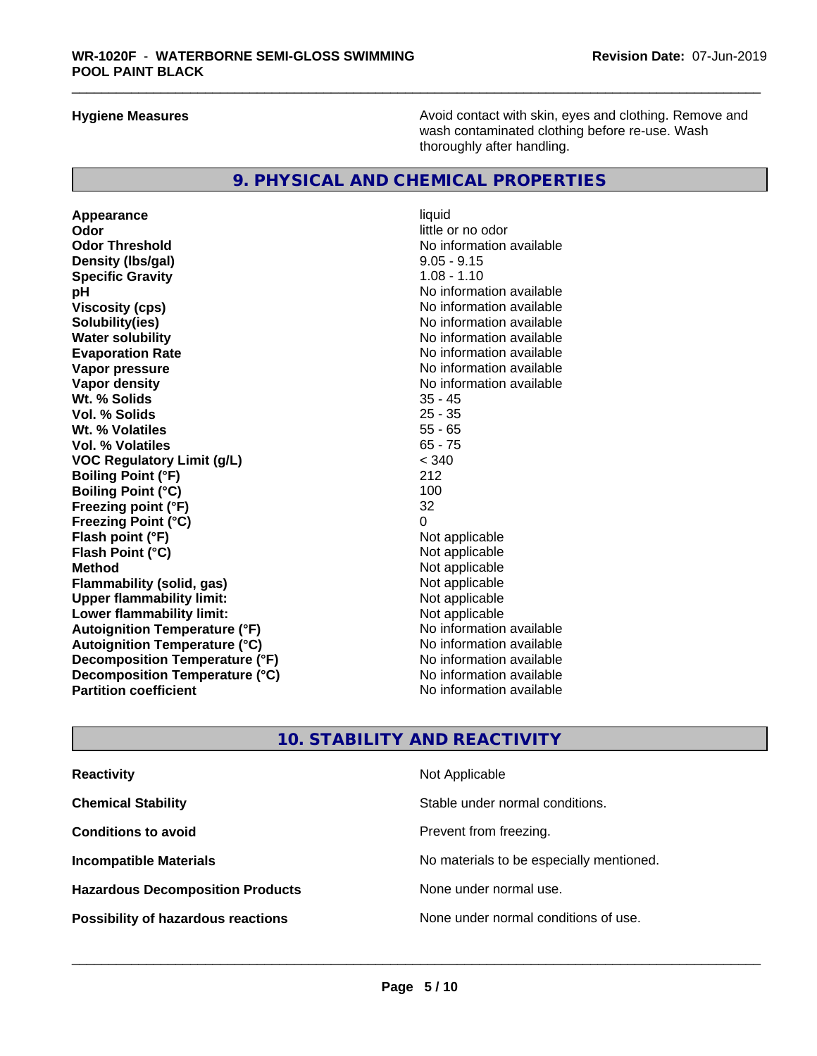**Hygiene Measures** Avoid contact with skin, eyes and clothing. Remove and wash contaminated clothing before re-use. Wash thoroughly after handling.

## 9. PHYSICAL AND CHEMICAL PROPERTIES

| | |
|---|---|
| **Appearance** | liquid |
| **Odor** | little or no odor |
| **Odor Threshold** | No information available |
| **Density (lbs/gal)** | 9.05 - 9.15 |
| **Specific Gravity** | 1.08 - 1.10 |
| **pH** | No information available |
| **Viscosity (cps)** | No information available |
| **Solubility(ies)** | No information available |
| **Water solubility** | No information available |
| **Evaporation Rate** | No information available |
| **Vapor pressure** | No information available |
| **Vapor density** | No information available |
| **Wt. % Solids** | 35 - 45 |
| **Vol. % Solids** | 25 - 35 |
| **Wt. % Volatiles** | 55 - 65 |
| **Vol. % Volatiles** | 65 - 75 |
| **VOC Regulatory Limit (g/L)** | < 340 |
| **Boiling Point (°F)** | 212 |
| **Boiling Point (°C)** | 100 |
| **Freezing point (°F)** | 32 |
| **Freezing Point (°C)** | 0 |
| **Flash point (°F)** | Not applicable |
| **Flash Point (°C)** | Not applicable |
| **Method** | Not applicable |
| **Flammability (solid, gas)** | Not applicable |
| **Upper flammability limit:** | Not applicable |
| **Lower flammability limit:** | Not applicable |
| **Autoignition Temperature (°F)** | No information available |
| **Autoignition Temperature (°C)** | No information available |
| **Decomposition Temperature (°F)** | No information available |
| **Decomposition Temperature (°C)** | No information available |
| **Partition coefficient** | No information available |

## 10. STABILITY AND REACTIVITY

| | |
|---|---|
| **Reactivity** | Not Applicable |
| **Chemical Stability** | Stable under normal conditions. |
| **Conditions to avoid** | Prevent from freezing. |
| **Incompatible Materials** | No materials to be especially mentioned. |
| **Hazardous Decomposition Products** | None under normal use. |
| **Possibility of hazardous reactions** | None under normal conditions of use. |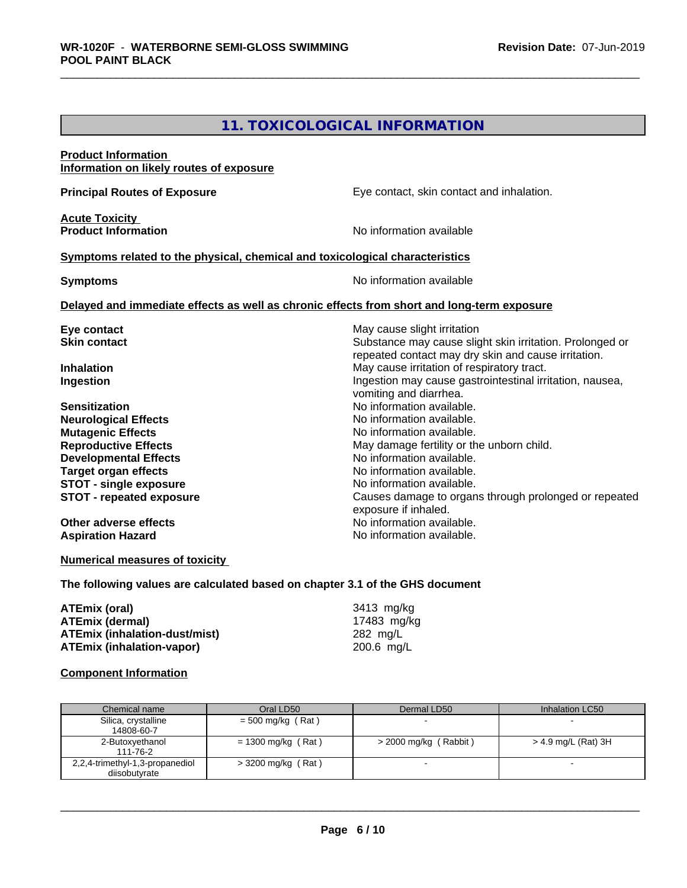## 11. TOXICOLOGICAL INFORMATION

**Product Information**
**Information on likely routes of exposure**

**Principal Routes of Exposure** Eye contact, skin contact and inhalation.

**Acute Toxicity**
**Product Information** No information available

**Symptoms related to the physical, chemical and toxicological characteristics**

**Symptoms** No information available

**Delayed and immediate effects as well as chronic effects from short and long-term exposure**

**Eye contact** May cause slight irritation
**Skin contact** Substance may cause slight skin irritation. Prolonged or repeated contact may dry skin and cause irritation.
**Inhalation** May cause irritation of respiratory tract.
**Ingestion** Ingestion may cause gastrointestinal irritation, nausea, vomiting and diarrhea.
**Sensitization** No information available.
**Neurological Effects** No information available.
**Mutagenic Effects** No information available.
**Reproductive Effects** May damage fertility or the unborn child.
**Developmental Effects** No information available.
**Target organ effects** No information available.
**STOT - single exposure** No information available.
**STOT - repeated exposure** Causes damage to organs through prolonged or repeated exposure if inhaled.
**Other adverse effects** No information available.
**Aspiration Hazard** No information available.

**Numerical measures of toxicity**

**The following values are calculated based on chapter 3.1 of the GHS document**

**ATEmix (oral)** 3413 mg/kg
**ATEmix (dermal)** 17483 mg/kg
**ATEmix (inhalation-dust/mist)** 282 mg/L
**ATEmix (inhalation-vapor)** 200.6 mg/L

**Component Information**

| Chemical name | Oral LD50 | Dermal LD50 | Inhalation LC50 |
|---|---|---|---|
| Silica, crystalline<br>14808-60-7 | = 500 mg/kg ( Rat ) | - | - |
| 2-Butoxyethanol<br>111-76-2 | = 1300 mg/kg ( Rat ) | > 2000 mg/kg ( Rabbit ) | > 4.9 mg/L (Rat) 3H |
| 2,2,4-trimethyl-1,3-propanediol diisobutyrate | > 3200 mg/kg ( Rat ) | - | - |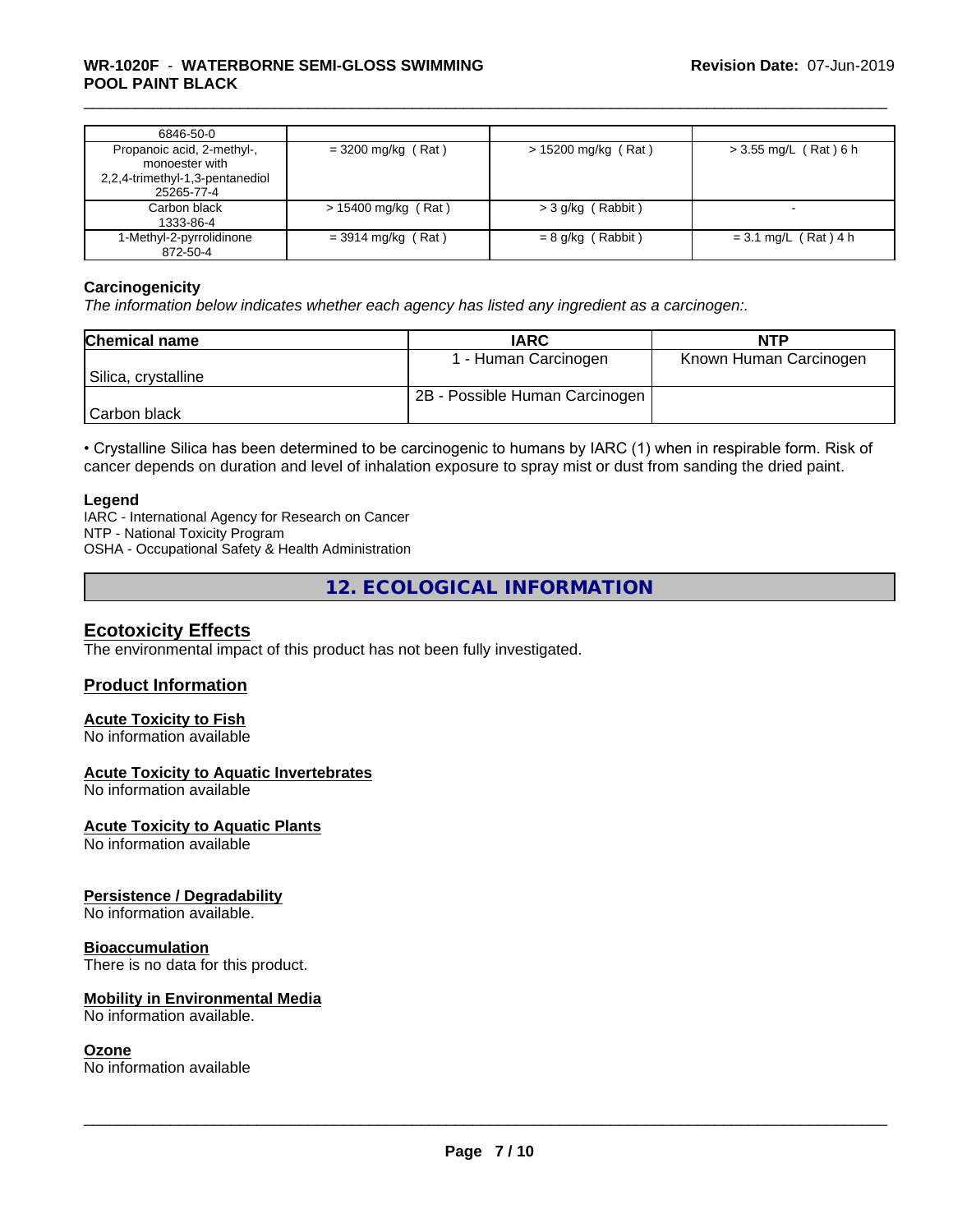| | | | |
|---|---|---|---|
| 6846-50-0 | | | |
| Propanoic acid, 2-methyl-, monoester with 2,2,4-trimethyl-1,3-pentanediol 25265-77-4 | = 3200 mg/kg ( Rat ) | > 15200 mg/kg ( Rat ) | > 3.55 mg/L ( Rat ) 6 h |
| Carbon black 1333-86-4 | > 15400 mg/kg ( Rat ) | > 3 g/kg ( Rabbit ) | - |
| 1-Methyl-2-pyrrolidinone 872-50-4 | = 3914 mg/kg ( Rat ) | = 8 g/kg ( Rabbit ) | = 3.1 mg/L ( Rat ) 4 h |

**Carcinogenicity**

*The information below indicates whether each agency has listed any ingredient as a carcinogen:.*

| Chemical name | IARC | NTP |
|---|---|---|
| Silica, crystalline | 1 - Human Carcinogen | Known Human Carcinogen |
| Carbon black | 2B - Possible Human Carcinogen | |

• Crystalline Silica has been determined to be carcinogenic to humans by IARC (1) when in respirable form. Risk of cancer depends on duration and level of inhalation exposure to spray mist or dust from sanding the dried paint.

**Legend**

IARC - International Agency for Research on Cancer
NTP - National Toxicity Program
OSHA - Occupational Safety & Health Administration

## 12. ECOLOGICAL INFORMATION

### Ecotoxicity Effects

The environmental impact of this product has not been fully investigated.

### Product Information

**Acute Toxicity to Fish**

No information available

**Acute Toxicity to Aquatic Invertebrates**

No information available

**Acute Toxicity to Aquatic Plants**

No information available

**Persistence / Degradability**

No information available.

**Bioaccumulation**

There is no data for this product.

**Mobility in Environmental Media**

No information available.

**Ozone**

No information available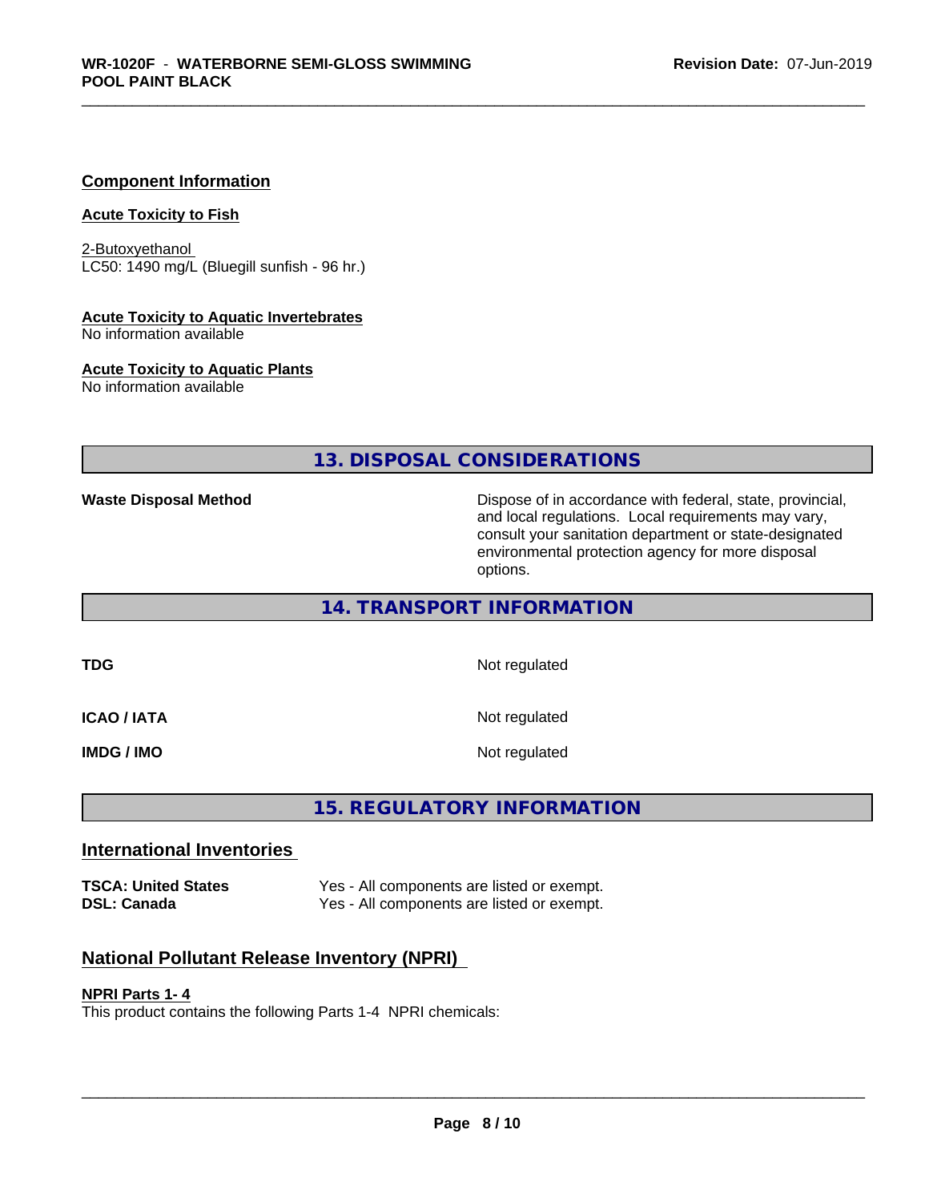## Component Information

### Acute Toxicity to Fish

2-Butoxyethanol
LC50: 1490 mg/L (Bluegill sunfish - 96 hr.)

### Acute Toxicity to Aquatic Invertebrates

No information available

### Acute Toxicity to Aquatic Plants

No information available

## 13. DISPOSAL CONSIDERATIONS

| | |
|---|---|
| **Waste Disposal Method** | Dispose of in accordance with federal, state, provincial, and local regulations. Local requirements may vary, consult your sanitation department or state-designated environmental protection agency for more disposal options. |

## 14. TRANSPORT INFORMATION

| | |
|---|---|
| **TDG** | Not regulated |
| **ICAO / IATA** | Not regulated |
| **IMDG / IMO** | Not regulated |

## 15. REGULATORY INFORMATION

### International Inventories

| | |
|---|---|
| **TSCA: United States** | Yes - All components are listed or exempt. |
| **DSL: Canada** | Yes - All components are listed or exempt. |

### National Pollutant Release Inventory (NPRI)

**NPRI Parts 1- 4**

This product contains the following Parts 1-4 NPRI chemicals: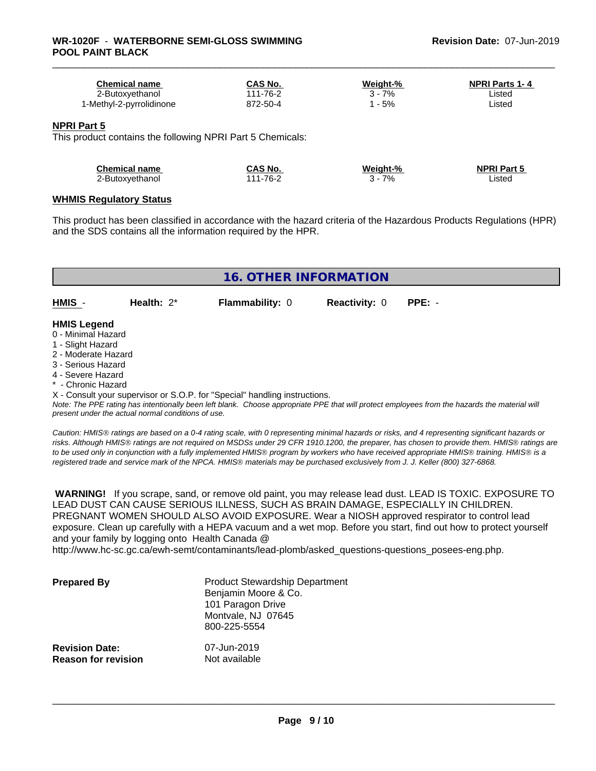| Chemical name | CAS No. | Weight-% | NPRI Parts 1- 4 |
|---|---|---|---|
| 2-Butoxyethanol | 111-76-2 | 3 - 7% | Listed |
| 1-Methyl-2-pyrrolidinone | 872-50-4 | 1 - 5% | Listed |

**NPRI Part 5**

This product contains the following NPRI Part 5 Chemicals:

| Chemical name | CAS No. | Weight-% | NPRI Part 5 |
|---|---|---|---|
| 2-Butoxyethanol | 111-76-2 | 3 - 7% | Listed |

**WHMIS Regulatory Status**

This product has been classified in accordance with the hazard criteria of the Hazardous Products Regulations (HPR) and the SDS contains all the information required by the HPR.

## 16. OTHER INFORMATION

**HMIS** - **Health:** 2* **Flammability:** 0 **Reactivity:** 0 **PPE:** -

**HMIS Legend**

0 - Minimal Hazard
1 - Slight Hazard
2 - Moderate Hazard
3 - Serious Hazard
4 - Severe Hazard
* - Chronic Hazard
X - Consult your supervisor or S.O.P. for "Special" handling instructions.

*Note: The PPE rating has intentionally been left blank. Choose appropriate PPE that will protect employees from the hazards the material will present under the actual normal conditions of use.*

*Caution: HMIS® ratings are based on a 0-4 rating scale, with 0 representing minimal hazards or risks, and 4 representing significant hazards or risks. Although HMIS® ratings are not required on MSDSs under 29 CFR 1910.1200, the preparer, has chosen to provide them. HMIS® ratings are to be used only in conjunction with a fully implemented HMIS® program by workers who have received appropriate HMIS® training. HMIS® is a registered trade and service mark of the NPCA. HMIS® materials may be purchased exclusively from J. J. Keller (800) 327-6868.*

**WARNING!** If you scrape, sand, or remove old paint, you may release lead dust. LEAD IS TOXIC. EXPOSURE TO LEAD DUST CAN CAUSE SERIOUS ILLNESS, SUCH AS BRAIN DAMAGE, ESPECIALLY IN CHILDREN. PREGNANT WOMEN SHOULD ALSO AVOID EXPOSURE. Wear a NIOSH approved respirator to control lead exposure. Clean up carefully with a HEPA vacuum and a wet mop. Before you start, find out how to protect yourself and your family by logging onto Health Canada @ http://www.hc-sc.gc.ca/ewh-semt/contaminants/lead-plomb/asked_questions-questions_posees-eng.php.

**Prepared By**
Product Stewardship Department
Benjamin Moore & Co.
101 Paragon Drive
Montvale, NJ 07645
800-225-5554

**Revision Date:** 07-Jun-2019
**Reason for revision** Not available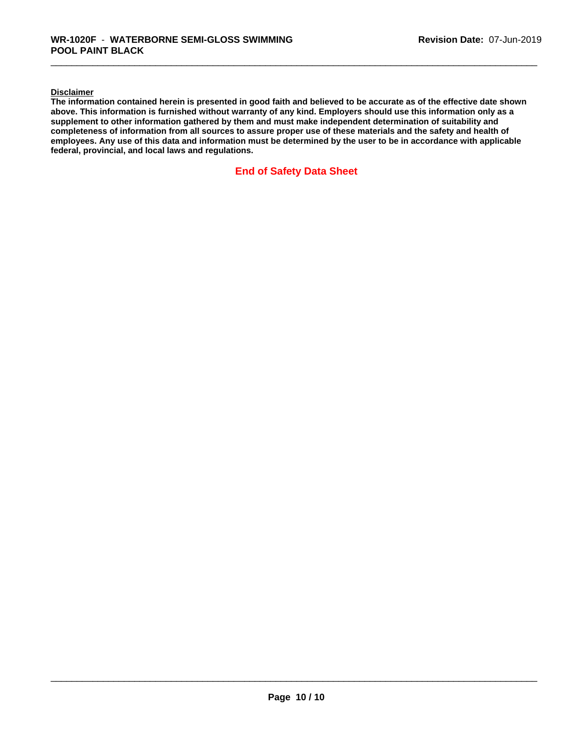**Disclaimer**

**The information contained herein is presented in good faith and believed to be accurate as of the effective date shown above. This information is furnished without warranty of any kind. Employers should use this information only as a supplement to other information gathered by them and must make independent determination of suitability and completeness of information from all sources to assure proper use of these materials and the safety and health of employees. Any use of this data and information must be determined by the user to be in accordance with applicable federal, provincial, and local laws and regulations.**

**End of Safety Data Sheet**